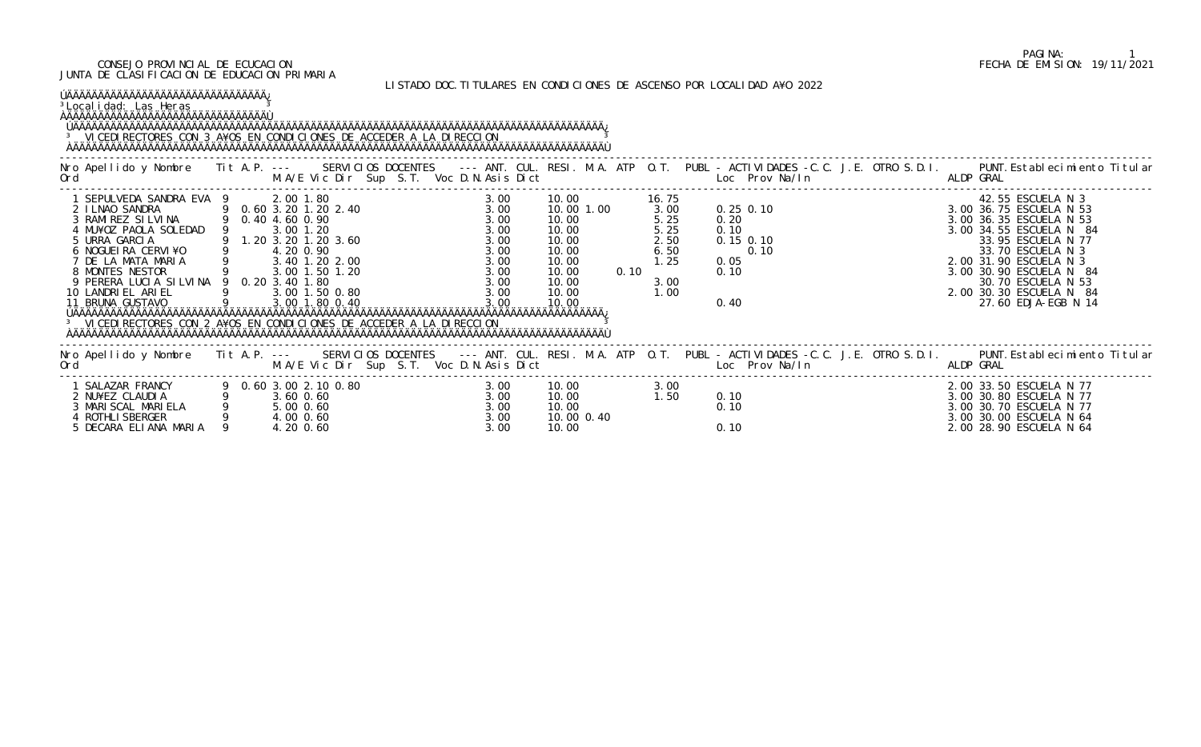CONSEJO PROVINCIAL DE ECUCACION
JUNTA DE CLASIFICACION DE EDUCACION PRIMARIA

FECHA DE EMISION: 19/11/2021

LISTADO DOC.TITULARES EN CONDICIONES DE ASCENSO POR LOCALIDAD A¥O 2022

Localidad: Las Heras

VICEDIRECTORES CON 3 A¥OS EN CONDICIONES DE ACCEDER A LA DIRECCION

| Nro Ord | Apellido y Nombre | Tit | A.P. | M.A/E | Vic | Dir | Sup | S.T. | Voc | D.N. | Asis | Dict | ANT. | CUL. | RESI. | M.A. | ATP | O.T. | PUBL Loc | Prov | Na/In | C.C. | J.E. | OTRO | S.D.I. | ALDP | PUNT. GRAL | Establecimiento Titular |
|---|---|---|---|---|---|---|---|---|---|---|---|---|---|---|---|---|---|---|---|---|---|---|---|---|---|---|---|---|
| 1 | SEPULVEDA SANDRA EVA | 9 | | 2.00 | 1.80 | | | | | | | | 3.00 | 10.00 | | | | 16.75 | | | | | | | | | 42.55 | ESCUELA N 3 |
| 2 | ILNAO SANDRA | 9 | 0.60 | 3.20 | 1.20 | 2.40 | | | | | | | 3.00 | 10.00 | 1.00 | | | 3.00 | 0.25 | 0.10 | | | | | | 3.00 | 36.75 | ESCUELA N 53 |
| 3 | RAMIREZ SILVINA | 9 | 0.40 | 4.60 | 0.90 | | | | | | | | 3.00 | 10.00 | | | | 5.25 | 0.20 | | | | | | | 3.00 | 36.35 | ESCUELA N 53 |
| 4 | MU¥OZ PAOLA SOLEDAD | 9 | | 3.00 | 1.20 | | | | | | | | 3.00 | 10.00 | | | | 5.25 | 0.10 | | | | | | | 3.00 | 34.55 | ESCUELA N 84 |
| 5 | URRA GARCIA | 9 | 1.20 | 3.20 | 1.20 | 3.60 | | | | | | | 3.00 | 10.00 | | | | 2.50 | 0.15 | 0.10 | | | | | | | 33.95 | ESCUELA N 77 |
| 6 | NOGUEIRA CERVI¥O | 9 | | 4.20 | 0.90 | | | | | | | | 3.00 | 10.00 | | | | 6.50 | | 0.10 | | | | | | | 33.70 | ESCUELA N 3 |
| 7 | DE LA MATA MARIA | 9 | | 3.40 | 1.20 | 2.00 | | | | | | | 3.00 | 10.00 | | | | 1.25 | 0.05 | | | | | | | 2.00 | 31.90 | ESCUELA N 3 |
| 8 | MONTES NESTOR | 9 | | 3.00 | 1.50 | 1.20 | | | | | | | 3.00 | 10.00 | | | 0.10 | | 0.10 | | | | | | | 3.00 | 30.90 | ESCUELA N 84 |
| 9 | PERERA LUCIA SILVINA | 9 | 0.20 | 3.40 | 1.80 | | | | | | | | 3.00 | 10.00 | | | | 3.00 | | | | | | | | | 30.70 | ESCUELA N 53 |
| 10 | LANDRIEL ARIEL | 9 | | 3.00 | 1.50 | 0.80 | | | | | | | 3.00 | 10.00 | | | | 1.00 | | | | | | | | 2.00 | 30.30 | ESCUELA N 84 |
| 11 | BRUNA GUSTAVO | 9 | | 3.00 | 1.80 | 0.40 | | | | | | | 3.00 | 10.00 | | | | | 0.40 | | | | | | | | 27.60 | EDJA-EGB N 14 |

VICEDIRECTORES CON 2 A¥OS EN CONDICIONES DE ACCEDER A LA DIRECCION

| Nro Ord | Apellido y Nombre | Tit | A.P. | M.A/E | Vic | Dir | Sup | S.T. | Voc | D.N. | Asis | Dict | ANT. | CUL. | RESI. | M.A. | ATP | O.T. | PUBL Loc | Prov | Na/In | C.C. | J.E. | OTRO | S.D.I. | ALDP | PUNT. GRAL | Establecimiento Titular |
|---|---|---|---|---|---|---|---|---|---|---|---|---|---|---|---|---|---|---|---|---|---|---|---|---|---|---|---|---|
| 1 | SALAZAR FRANCY | 9 | 0.60 | 3.00 | 2.10 | 0.80 | | | | | | | 3.00 | 10.00 | | | | 3.00 | | | | | | | | 2.00 | 33.50 | ESCUELA N 77 |
| 2 | NU¥EZ CLAUDIA | 9 | | 3.60 | 0.60 | | | | | | | | 3.00 | 10.00 | | | | 1.50 | 0.10 | | | | | | | 3.00 | 30.80 | ESCUELA N 77 |
| 3 | MARISCAL MARIELA | 9 | | 5.00 | 0.60 | | | | | | | | 3.00 | 10.00 | | | | | 0.10 | | | | | | | 3.00 | 30.70 | ESCUELA N 77 |
| 4 | ROTHLISBERGER | 9 | | 4.00 | 0.60 | | | | | | | | 3.00 | 10.00 | 0.40 | | | | | | | | | | | 3.00 | 30.00 | ESCUELA N 64 |
| 5 | DECARA ELIANA MARIA | 9 | | 4.20 | 0.60 | | | | | | | | 3.00 | 10.00 | | | | | 0.10 | | | | | | | 2.00 | 28.90 | ESCUELA N 64 |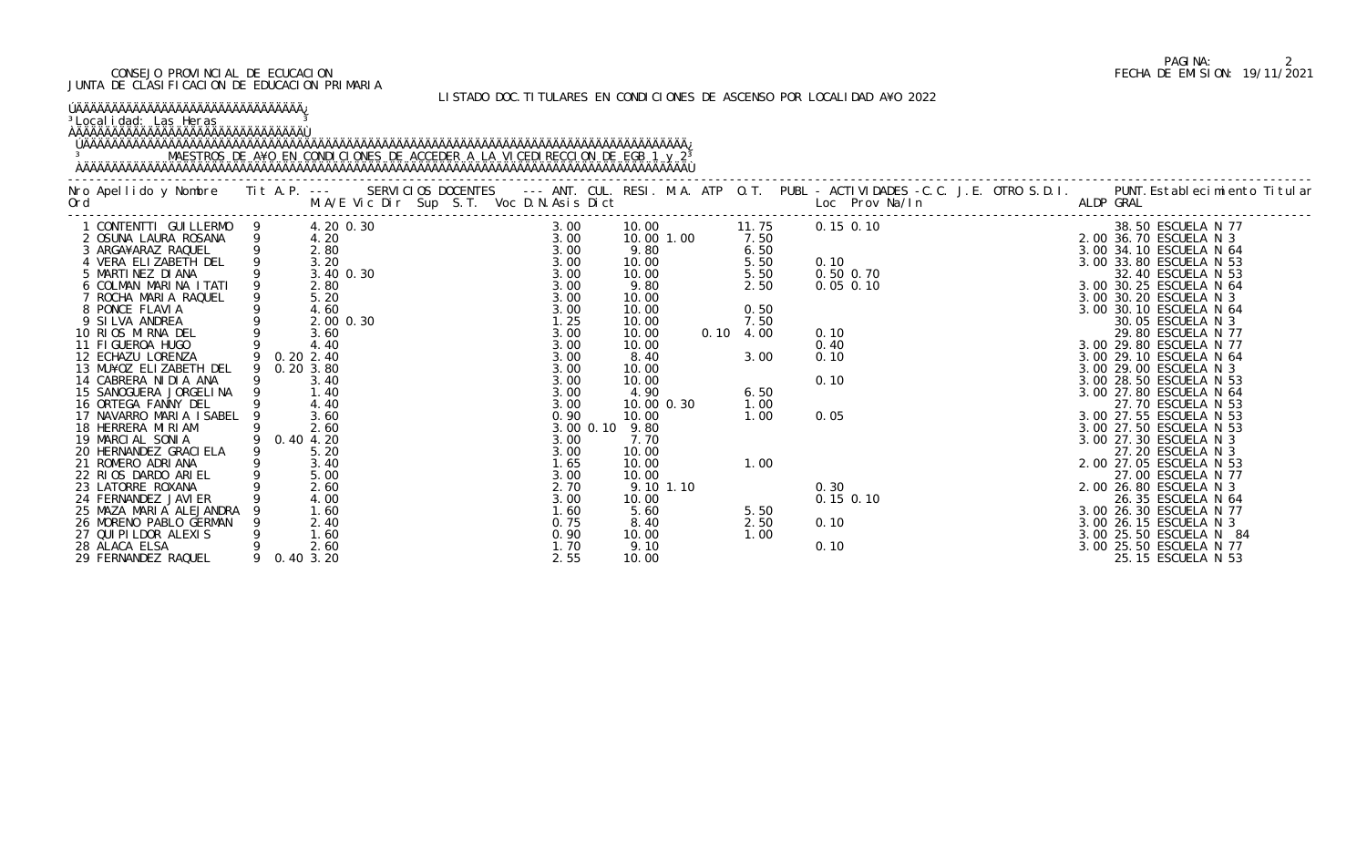CONSEJO PROVINCIAL DE ECUCACION
JUNTA DE CLASIFICACION DE EDUCACION PRIMARIA

FECHA DE EMISION: 19/11/2021

LISTADO DOC.TITULARES EN CONDICIONES DE ASCENSO POR LOCALIDAD A¥O 2022

Localidad: Las Heras

MAESTROS DE A¥O EN CONDICIONES DE ACCEDER A LA VICEDIRECCION DE EGB 1 y 2

| Nro Ord | Apellido y Nombre | Tit | A.P. | M.A/E | Vic | Dir | Sup | S.T. | Voc | D.N. | Asis | Dict | ANT. | CUL. | RESI. | M.A. | ATP | O.T. | PUBL - ACTIVIDADES - C.C. | J.E. | OTRO | S.D.I. ALDP | PUNT. GRAL | Establecimiento Titular |
|---|---|---|---|---|---|---|---|---|---|---|---|---|---|---|---|---|---|---|---|---|---|---|---|---|
| 1 | CONTENTTI GUILLERMO | 9 | | 4.20 | 0.30 | | | | | | 3.00 | | 10.00 | | 11.75 | | | | 0.15 | 0.10 | | | 38.50 | ESCUELA N 77 |
| 2 | OSUNA LAURA ROSANA | 9 | | 4.20 | | | | | | | 3.00 | | 10.00 | 1.00 | 7.50 | | | | | | | 2.00 | 36.70 | ESCUELA N 3 |
| 3 | ARGA¥ARAZ RAQUEL | 9 | | 2.80 | | | | | | | 3.00 | | 9.80 | | 6.50 | | | | | | | 3.00 | 34.10 | ESCUELA N 64 |
| 4 | VERA ELIZABETH DEL | 9 | | 3.20 | | | | | | | 3.00 | | 10.00 | | 5.50 | | | | 0.10 | | | 3.00 | 33.80 | ESCUELA N 53 |
| 5 | MARTINEZ DIANA | 9 | | 3.40 | 0.30 | | | | | | 3.00 | | 10.00 | | 5.50 | | | | 0.50 | 0.70 | | | 32.40 | ESCUELA N 53 |
| 6 | COLMAN MARINA ITATI | 9 | | 2.80 | | | | | | | 3.00 | | 9.80 | | 2.50 | | | | 0.05 | 0.10 | | 3.00 | 30.25 | ESCUELA N 64 |
| 7 | ROCHA MARIA RAQUEL | 9 | | 5.20 | | | | | | | 3.00 | | 10.00 | | | | | | | | | 3.00 | 30.20 | ESCUELA N 3 |
| 8 | PONCE FLAVIA | 9 | | 4.60 | | | | | | | 3.00 | | 10.00 | | 0.50 | | | | | | | 3.00 | 30.10 | ESCUELA N 64 |
| 9 | SILVA ANDREA | 9 | | 2.00 | 0.30 | | | | | | 1.25 | | 10.00 | | 7.50 | | | | | | | | 30.05 | ESCUELA N 3 |
| 10 | RIOS MIRNA DEL | 9 | | 3.60 | | | | | | | 3.00 | | 10.00 | | 4.00 | 0.10 | | | 0.10 | | | | 29.80 | ESCUELA N 77 |
| 11 | FIGUEROA HUGO | 9 | | 4.40 | | | | | | | 3.00 | | 10.00 | | | | | | 0.40 | | | 3.00 | 29.80 | ESCUELA N 77 |
| 12 | ECHAZU LORENZA | 9 | 0.20 | 2.40 | | | | | | | 3.00 | | 8.40 | | 3.00 | | | | 0.10 | | | 3.00 | 29.10 | ESCUELA N 64 |
| 13 | MU¥OZ ELIZABETH DEL | 9 | 0.20 | 3.80 | | | | | | | 3.00 | | 10.00 | | | | | | | | | 3.00 | 29.00 | ESCUELA N 3 |
| 14 | CABRERA NIDIA ANA | 9 | | 3.40 | | | | | | | 3.00 | | 10.00 | | | | | | 0.10 | | | 3.00 | 28.50 | ESCUELA N 53 |
| 15 | SANOGUERA JORGELINA | 9 | | 1.40 | | | | | | | 3.00 | | 4.90 | | 6.50 | | | | | | | 3.00 | 27.80 | ESCUELA N 64 |
| 16 | ORTEGA FANNY DEL | 9 | | 4.40 | | | | | | | 3.00 | | 10.00 | 0.30 | 1.00 | | | | | | | | 27.70 | ESCUELA N 53 |
| 17 | NAVARRO MARIA ISABEL | 9 | | 3.60 | | | | | | | 0.90 | | 10.00 | | 1.00 | | | | 0.05 | | | 3.00 | 27.55 | ESCUELA N 53 |
| 18 | HERRERA MIRIAM | 9 | | 2.60 | | | | | | | 3.00 | 0.10 | 9.80 | | | | | | | | | 3.00 | 27.50 | ESCUELA N 53 |
| 19 | MARCIAL SONIA | 9 | 0.40 | 4.20 | | | | | | | 3.00 | | 7.70 | | | | | | | | | 3.00 | 27.30 | ESCUELA N 3 |
| 20 | HERNANDEZ GRACIELA | 9 | | 5.20 | | | | | | | 3.00 | | 10.00 | | | | | | | | | | 27.20 | ESCUELA N 3 |
| 21 | ROMERO ADRIANA | 9 | | 3.40 | | | | | | | 1.65 | | 10.00 | | 1.00 | | | | | | | 2.00 | 27.05 | ESCUELA N 53 |
| 22 | RIOS DARDO ARIEL | 9 | | 5.00 | | | | | | | 3.00 | | 10.00 | | | | | | | | | | 27.00 | ESCUELA N 77 |
| 23 | LATORRE ROXANA | 9 | | 2.60 | | | | | | | 2.70 | | 9.10 | 1.10 | | | | | 0.30 | | | 2.00 | 26.80 | ESCUELA N 3 |
| 24 | FERNANDEZ JAVIER | 9 | | 4.00 | | | | | | | 3.00 | | 10.00 | | | | | | 0.15 | 0.10 | | | 26.35 | ESCUELA N 64 |
| 25 | MAZA MARIA ALEJANDRA | 9 | | 1.60 | | | | | | | 1.60 | | 5.60 | | 5.50 | | | | | | | 3.00 | 26.30 | ESCUELA N 77 |
| 26 | MORENO PABLO GERMAN | 9 | | 2.40 | | | | | | | 0.75 | | 8.40 | | 2.50 | | | | 0.10 | | | 3.00 | 26.15 | ESCUELA N 3 |
| 27 | QUIPILDOR ALEXIS | 9 | | 1.60 | | | | | | | 0.90 | | 10.00 | | 1.00 | | | | | | | 3.00 | 25.50 | ESCUELA N 84 |
| 28 | ALACA ELSA | 9 | | 2.60 | | | | | | | 1.70 | | 9.10 | | | | | | 0.10 | | | 3.00 | 25.50 | ESCUELA N 77 |
| 29 | FERNANDEZ RAQUEL | 9 | 0.40 | 3.20 | | | | | | | 2.55 | | 10.00 | | | | | | | | | | 25.15 | ESCUELA N 53 |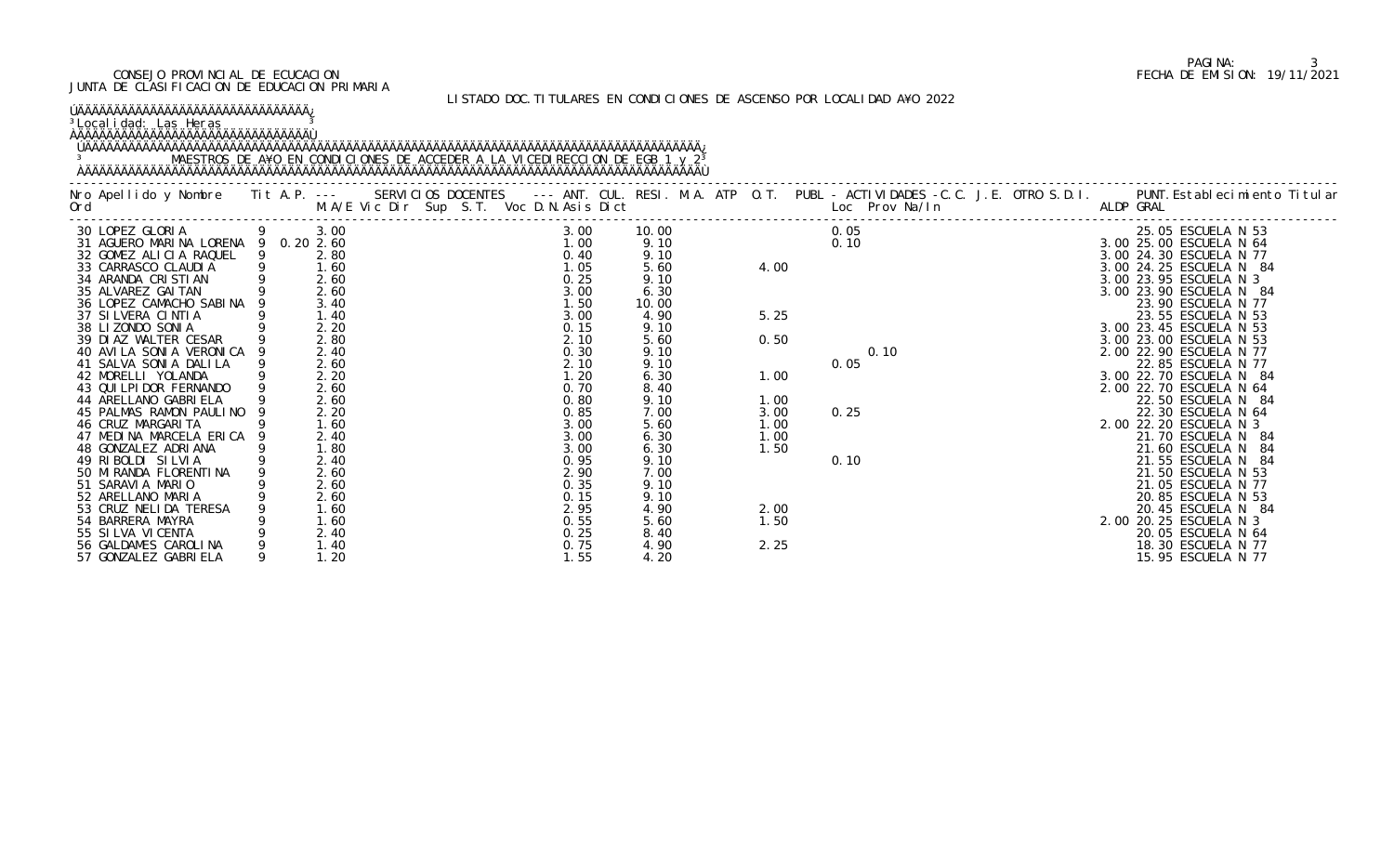CONSEJO PROVINCIAL DE ECUCACION
JUNTA DE CLASIFICACION DE EDUCACION PRIMARIA

FECHA DE EMISION: 19/11/2021

LISTADO DOC.TITULARES EN CONDICIONES DE ASCENSO POR LOCALIDAD AÑO 2022

Localidad: Las Heras

MAESTROS DE AÑO EN CONDICIONES DE ACCEDER A LA VICEDIRECCION DE EGB 1 y 2

| Nro Ord | Apellido y Nombre | Tit | A.P. | M.A/E | Vic | Dir | Sup | S.T. | Voc | D.N. | Asis | Dict | ANT. | CUL. | RESI. | M.A. | ATP | O.T. | PUBL | Loc | Prov | Na/In | C.C. | J.E. | OTRO | S.D.I. | ALDP | PUNT. GRAL | Establecimiento Titular |
|---|---|---|---|---|---|---|---|---|---|---|---|---|---|---|---|---|---|---|---|---|---|---|---|---|---|---|---|---|---|
| 30 | LOPEZ GLORIA | 9 | | 3.00 | | | | | | | | | 3.00 | 10.00 | | | | | | 0.05 | | | | | | | | 25.05 | ESCUELA N 53 |
| 31 | AGUERO MARINA LORENA | 9 | 0.20 | 2.60 | | | | | | | | | 1.00 | 9.10 | | | | | | 0.10 | | | | | | | 3.00 | 25.00 | ESCUELA N 64 |
| 32 | GOMEZ ALICIA RAQUEL | 9 | | 2.80 | | | | | | | | | 0.40 | 9.10 | | | | | | | | | | | | | 3.00 | 24.30 | ESCUELA N 77 |
| 33 | CARRASCO CLAUDIA | 9 | | 1.60 | | | | | | | | | 1.05 | 5.60 | | | | 4.00 | | | | | | | | | 3.00 | 24.25 | ESCUELA N 84 |
| 34 | ARANDA CRISTIAN | 9 | | 2.60 | | | | | | | | | 0.25 | 9.10 | | | | | | | | | | | | | 3.00 | 23.95 | ESCUELA N 3 |
| 35 | ALVAREZ GAITAN | 9 | | 2.60 | | | | | | | | | 3.00 | 6.30 | | | | | | | | | | | | | 3.00 | 23.90 | ESCUELA N 84 |
| 36 | LOPEZ CAMACHO SABINA | 9 | | 3.40 | | | | | | | | | 1.50 | 10.00 | | | | | | | | | | | | | | 23.90 | ESCUELA N 77 |
| 37 | SILVERA CINTIA | 9 | | 1.40 | | | | | | | | | 3.00 | 4.90 | | | | 5.25 | | | | | | | | | | 23.55 | ESCUELA N 53 |
| 38 | LIZONDO SONIA | 9 | | 2.20 | | | | | | | | | 0.15 | 9.10 | | | | | | | | | | | | | 3.00 | 23.45 | ESCUELA N 53 |
| 39 | DIAZ WALTER CESAR | 9 | | 2.80 | | | | | | | | | 2.10 | 5.60 | | | | 0.50 | | | | | | | | | 3.00 | 23.00 | ESCUELA N 53 |
| 40 | AVILA SONIA VERONICA | 9 | | 2.40 | | | | | | | | | 0.30 | 9.10 | | | | | | | 0.10 | | | | | | 2.00 | 22.90 | ESCUELA N 77 |
| 41 | SALVA SONIA DALILA | 9 | | 2.60 | | | | | | | | | 2.10 | 9.10 | | | | | | 0.05 | | | | | | | | 22.85 | ESCUELA N 77 |
| 42 | MORELLI YOLANDA | 9 | | 2.20 | | | | | | | | | 1.20 | 6.30 | | | | 1.00 | | | | | | | | | 3.00 | 22.70 | ESCUELA N 84 |
| 43 | QUILPIDOR FERNANDO | 9 | | 2.60 | | | | | | | | | 0.70 | 8.40 | | | | | | | | | | | | | 2.00 | 22.70 | ESCUELA N 64 |
| 44 | ARELLANO GABRIELA | 9 | | 2.60 | | | | | | | | | 0.80 | 9.10 | | | | 1.00 | | | | | | | | | | 22.50 | ESCUELA N 84 |
| 45 | PALMAS RAMON PAULINO | 9 | | 2.20 | | | | | | | | | 0.85 | 7.00 | | | | 3.00 | | 0.25 | | | | | | | | 22.30 | ESCUELA N 64 |
| 46 | CRUZ MARGARITA | 9 | | 1.60 | | | | | | | | | 3.00 | 5.60 | | | | 1.00 | | | | | | | | | 2.00 | 22.20 | ESCUELA N 3 |
| 47 | MEDINA MARCELA ERICA | 9 | | 2.40 | | | | | | | | | 3.00 | 6.30 | | | | 1.00 | | | | | | | | | | 21.70 | ESCUELA N 84 |
| 48 | GONZALEZ ADRIANA | 9 | | 1.80 | | | | | | | | | 3.00 | 6.30 | | | | 1.50 | | | | | | | | | | 21.60 | ESCUELA N 84 |
| 49 | RIBOLDI SILVIA | 9 | | 2.40 | | | | | | | | | 0.95 | 9.10 | | | | | | 0.10 | | | | | | | | 21.55 | ESCUELA N 84 |
| 50 | MIRANDA FLORENTINA | 9 | | 2.60 | | | | | | | | | 2.90 | 7.00 | | | | | | | | | | | | | | 21.50 | ESCUELA N 53 |
| 51 | SARAVIA MARIO | 9 | | 2.60 | | | | | | | | | 0.35 | 9.10 | | | | | | | | | | | | | | 21.05 | ESCUELA N 77 |
| 52 | ARELLANO MARIA | 9 | | 2.60 | | | | | | | | | 0.15 | 9.10 | | | | | | | | | | | | | | 20.85 | ESCUELA N 53 |
| 53 | CRUZ NELIDA TERESA | 9 | | 1.60 | | | | | | | | | 2.95 | 4.90 | | | | 2.00 | | | | | | | | | | 20.45 | ESCUELA N 84 |
| 54 | BARRERA MAYRA | 9 | | 1.60 | | | | | | | | | 0.55 | 5.60 | | | | 1.50 | | | | | | | | | 2.00 | 20.25 | ESCUELA N 3 |
| 55 | SILVA VICENTA | 9 | | 2.40 | | | | | | | | | 0.25 | 8.40 | | | | | | | | | | | | | | 20.05 | ESCUELA N 64 |
| 56 | GALDAMES CAROLINA | 9 | | 1.40 | | | | | | | | | 0.75 | 4.90 | | | | 2.25 | | | | | | | | | | 18.30 | ESCUELA N 77 |
| 57 | GONZALEZ GABRIELA | 9 | | 1.20 | | | | | | | | | 1.55 | 4.20 | | | | | | | | | | | | | | 15.95 | ESCUELA N 77 |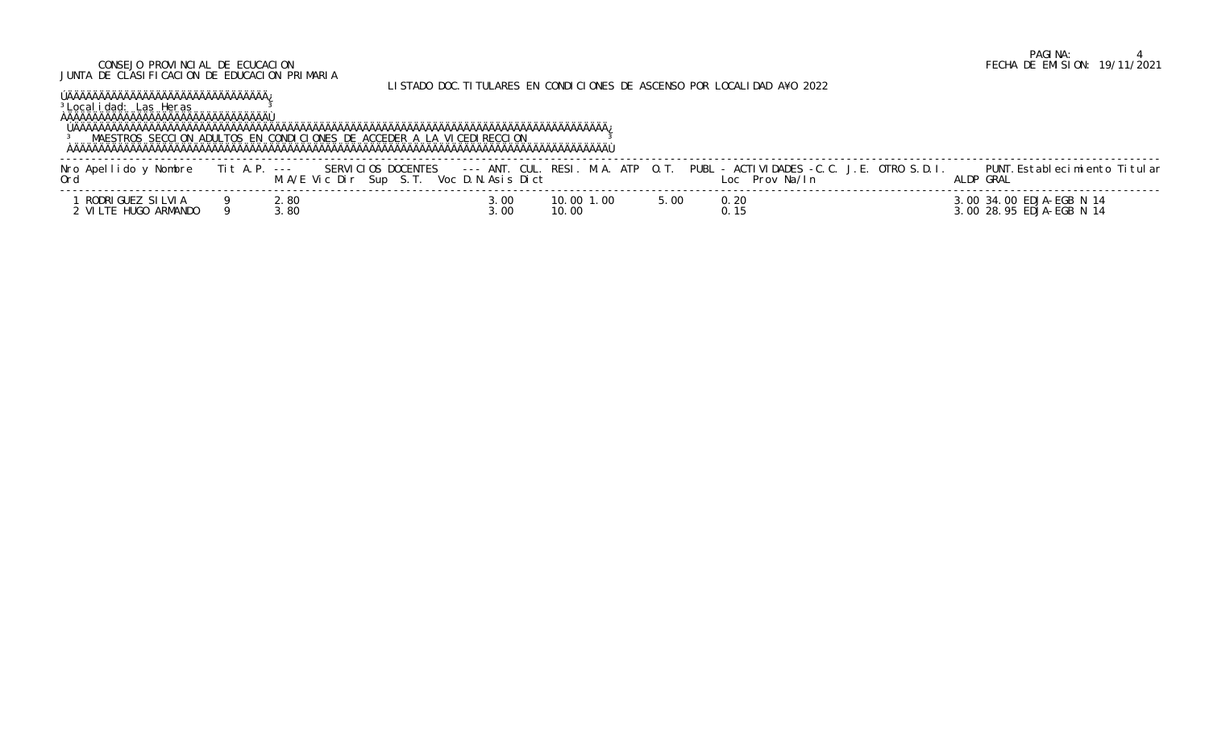CONSEJO PROVINCIAL DE ECUCACION
JUNTA DE CLASIFICACION DE EDUCACION PRIMARIA

FECHA DE EMISION: 19/11/2021

LISTADO DOC.TITULARES EN CONDICIONES DE ASCENSO POR LOCALIDAD A¥O 2022

Localidad: Las Heras

MAESTROS SECCION ADULTOS EN CONDICIONES DE ACCEDER A LA VICEDIRECCION

| Nro Ord | Apellido y Nombre | Tit | A.P. | M.A/E | Vic Dir | Sup | S.T. | Voc | D.N. | Asis | Dict | ANT. | CUL. | RESI. | M.A. | ATP | O.T. | PUBL | Loc | Prov | Na/In | C.C. | J.E. | OTRO | S.D.I. | ALDP | PUNT. GRAL | Establecimiento Titular |
|---|---|---|---|---|---|---|---|---|---|---|---|---|---|---|---|---|---|---|---|---|---|---|---|---|---|---|---|---|
| 1 | RODRIGUEZ SILVIA | 9 | | 2.80 | | | | | | | | 3.00 | | 10.00 | 1.00 | | | 5.00 | 0.20 | | | | | | | 3.00 | 34.00 | EDJA-EGB N 14 |
| 2 | VILTE HUGO ARMANDO | 9 | | 3.80 | | | | | | | | 3.00 | | 10.00 | | | | | 0.15 | | | | | | | 3.00 | 28.95 | EDJA-EGB N 14 |